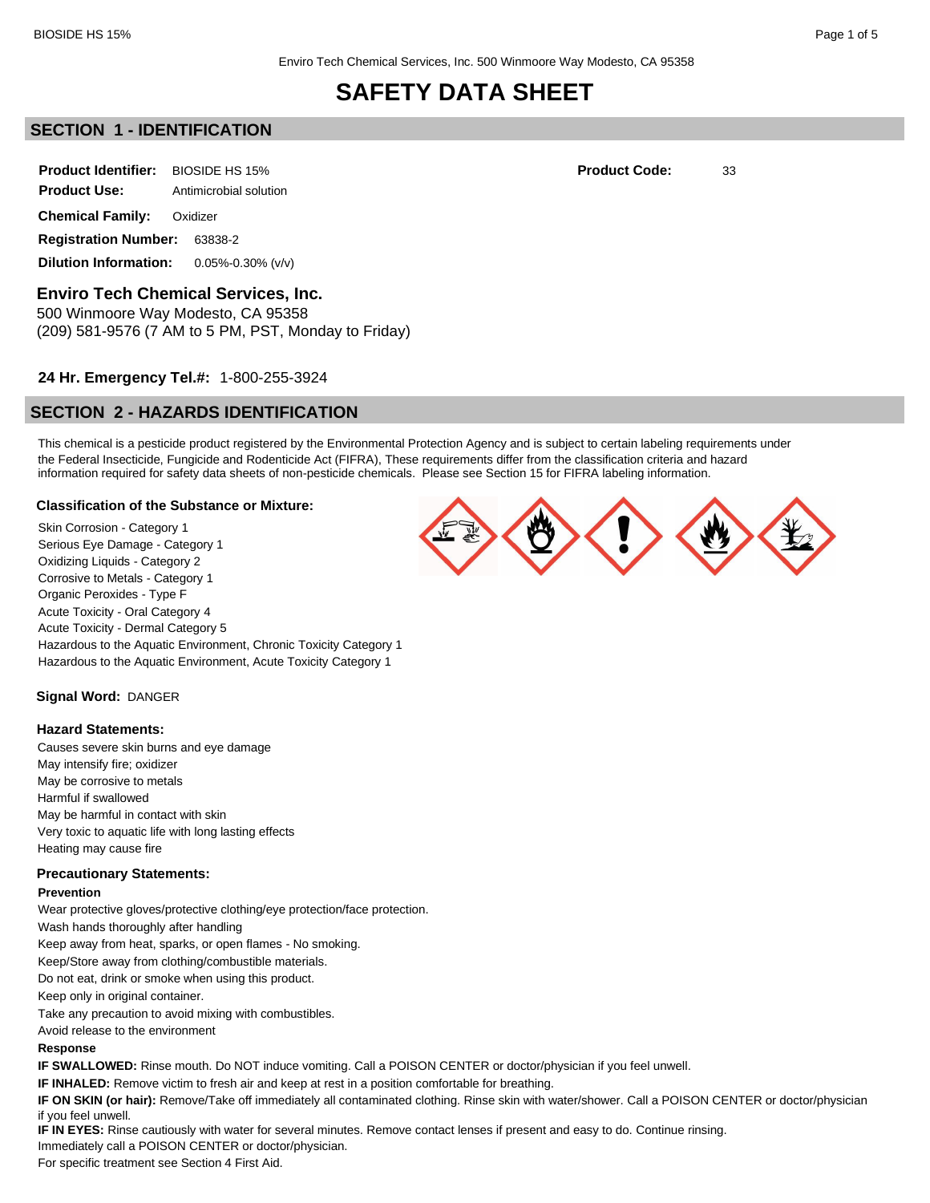Enviro Tech Chemical Services, Inc. 500 Winmoore Way Modesto, CA 95358

# SAFETY DATA SHEET

## SECTION 1 - IDENTIFICATION

**Product Identifier:** BIOSIDE HS 15%

**Product Code:** 33

**Product Use:** Antimicrobial solution

**Chemical Family:** Oxidizer

**Registration Number:** 63838-2

**Dilution Information:** 0.05%-0.30% (v/v)

### Enviro Tech Chemical Services, Inc.

500 Winmoore Way Modesto, CA 95358
(209) 581-9576 (7 AM to 5 PM, PST, Monday to Friday)

**24 Hr. Emergency Tel.#:** 1-800-255-3924

## SECTION 2 - HAZARDS IDENTIFICATION

This chemical is a pesticide product registered by the Environmental Protection Agency and is subject to certain labeling requirements under the Federal Insecticide, Fungicide and Rodenticide Act (FIFRA), These requirements differ from the classification criteria and hazard information required for safety data sheets of non-pesticide chemicals. Please see Section 15 for FIFRA labeling information.

**Classification of the Substance or Mixture:**

Skin Corrosion - Category 1
Serious Eye Damage - Category 1
Oxidizing Liquids - Category 2
Corrosive to Metals - Category 1
Organic Peroxides - Type F
Acute Toxicity - Oral Category 4
Acute Toxicity - Dermal Category 5
Hazardous to the Aquatic Environment, Chronic Toxicity Category 1
Hazardous to the Aquatic Environment, Acute Toxicity Category 1

**Signal Word:** DANGER

**Hazard Statements:**

Causes severe skin burns and eye damage
May intensify fire; oxidizer
May be corrosive to metals
Harmful if swallowed
May be harmful in contact with skin
Very toxic to aquatic life with long lasting effects
Heating may cause fire

**Precautionary Statements:**

**Prevention**

Wear protective gloves/protective clothing/eye protection/face protection.
Wash hands thoroughly after handling
Keep away from heat, sparks, or open flames - No smoking.
Keep/Store away from clothing/combustible materials.
Do not eat, drink or smoke when using this product.
Keep only in original container.
Take any precaution to avoid mixing with combustibles.
Avoid release to the environment

**Response**

**IF SWALLOWED:** Rinse mouth. Do NOT induce vomiting. Call a POISON CENTER or doctor/physician if you feel unwell.

**IF INHALED:** Remove victim to fresh air and keep at rest in a position comfortable for breathing.

**IF ON SKIN (or hair):** Remove/Take off immediately all contaminated clothing. Rinse skin with water/shower. Call a POISON CENTER or doctor/physician if you feel unwell.

**IF IN EYES:** Rinse cautiously with water for several minutes. Remove contact lenses if present and easy to do. Continue rinsing.
Immediately call a POISON CENTER or doctor/physician.
For specific treatment see Section 4 First Aid.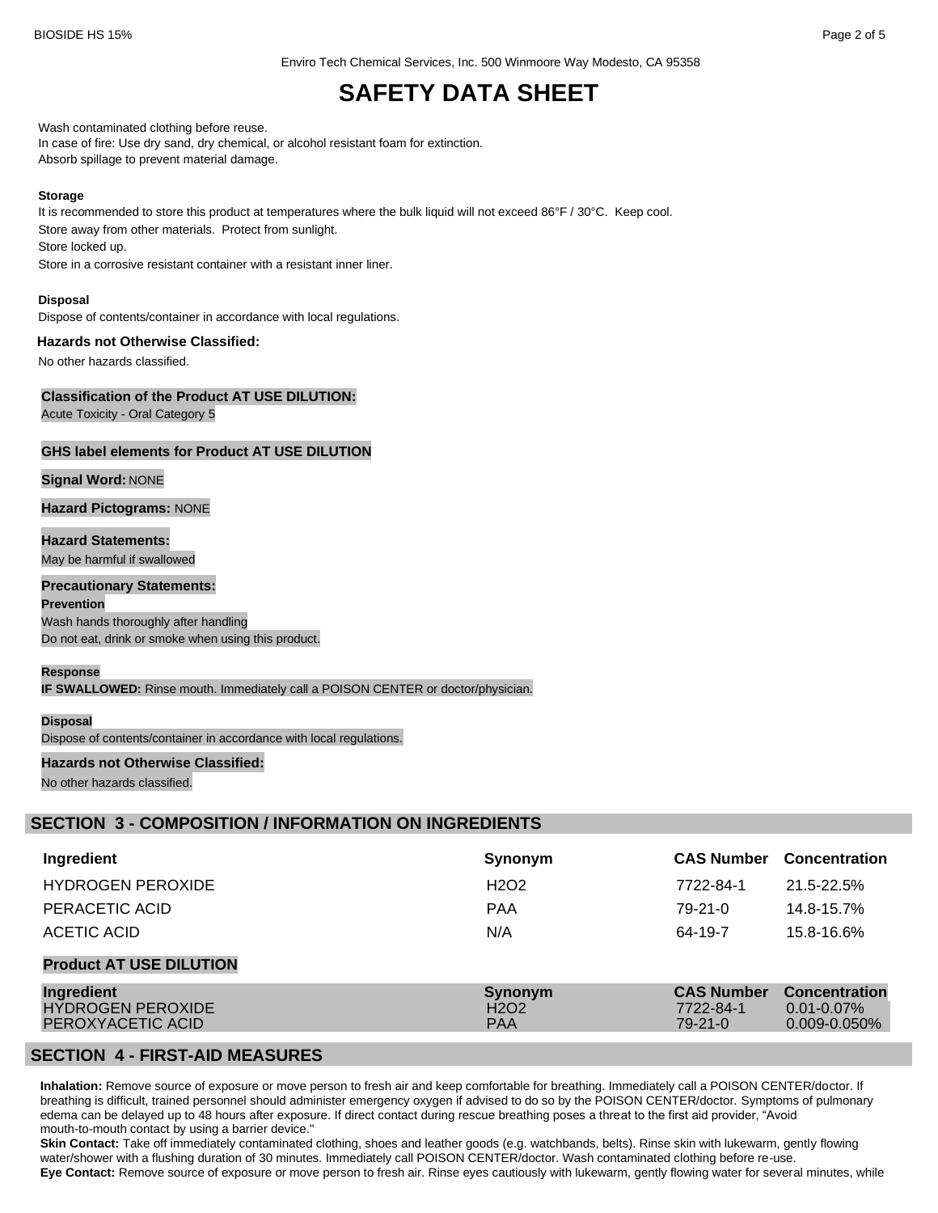Wash contaminated clothing before reuse.
In case of fire: Use dry sand, dry chemical, or alcohol resistant foam for extinction.
Absorb spillage to prevent material damage.

**Storage**

It is recommended to store this product at temperatures where the bulk liquid will not exceed 86°F / 30°C. Keep cool.
Store away from other materials. Protect from sunlight.
Store locked up.
Store in a corrosive resistant container with a resistant inner liner.

**Disposal**

Dispose of contents/container in accordance with local regulations.

**Hazards not Otherwise Classified:**

No other hazards classified.

**Classification of the Product AT USE DILUTION:**

Acute Toxicity - Oral Category 5

**GHS label elements for Product AT USE DILUTION**

**Signal Word:** NONE

**Hazard Pictograms:** NONE

**Hazard Statements:**

May be harmful if swallowed

**Precautionary Statements:**

**Prevention**

Wash hands thoroughly after handling
Do not eat, drink or smoke when using this product.

**Response**

**IF SWALLOWED:** Rinse mouth. Immediately call a POISON CENTER or doctor/physician.

**Disposal**

Dispose of contents/container in accordance with local regulations.

**Hazards not Otherwise Classified:**

No other hazards classified.

## SECTION 3 - COMPOSITION / INFORMATION ON INGREDIENTS

| Ingredient | Synonym | CAS Number | Concentration |
|---|---|---|---|
| HYDROGEN PEROXIDE | H2O2 | 7722-84-1 | 21.5-22.5% |
| PERACETIC ACID | PAA | 79-21-0 | 14.8-15.7% |
| ACETIC ACID | N/A | 64-19-7 | 15.8-16.6% |

**Product AT USE DILUTION**

| Ingredient | Synonym | CAS Number | Concentration |
|---|---|---|---|
| HYDROGEN PEROXIDE | H2O2 | 7722-84-1 | 0.01-0.07% |
| PEROXYACETIC ACID | PAA | 79-21-0 | 0.009-0.050% |

## SECTION 4 - FIRST-AID MEASURES

**Inhalation:** Remove source of exposure or move person to fresh air and keep comfortable for breathing. Immediately call a POISON CENTER/doctor. If breathing is difficult, trained personnel should administer emergency oxygen if advised to do so by the POISON CENTER/doctor. Symptoms of pulmonary edema can be delayed up to 48 hours after exposure. If direct contact during rescue breathing poses a threat to the first aid provider, "Avoid mouth-to-mouth contact by using a barrier device."

**Skin Contact:** Take off immediately contaminated clothing, shoes and leather goods (e.g. watchbands, belts). Rinse skin with lukewarm, gently flowing water/shower with a flushing duration of 30 minutes. Immediately call POISON CENTER/doctor. Wash contaminated clothing before re-use.

**Eye Contact:** Remove source of exposure or move person to fresh air. Rinse eyes cautiously with lukewarm, gently flowing water for several minutes, while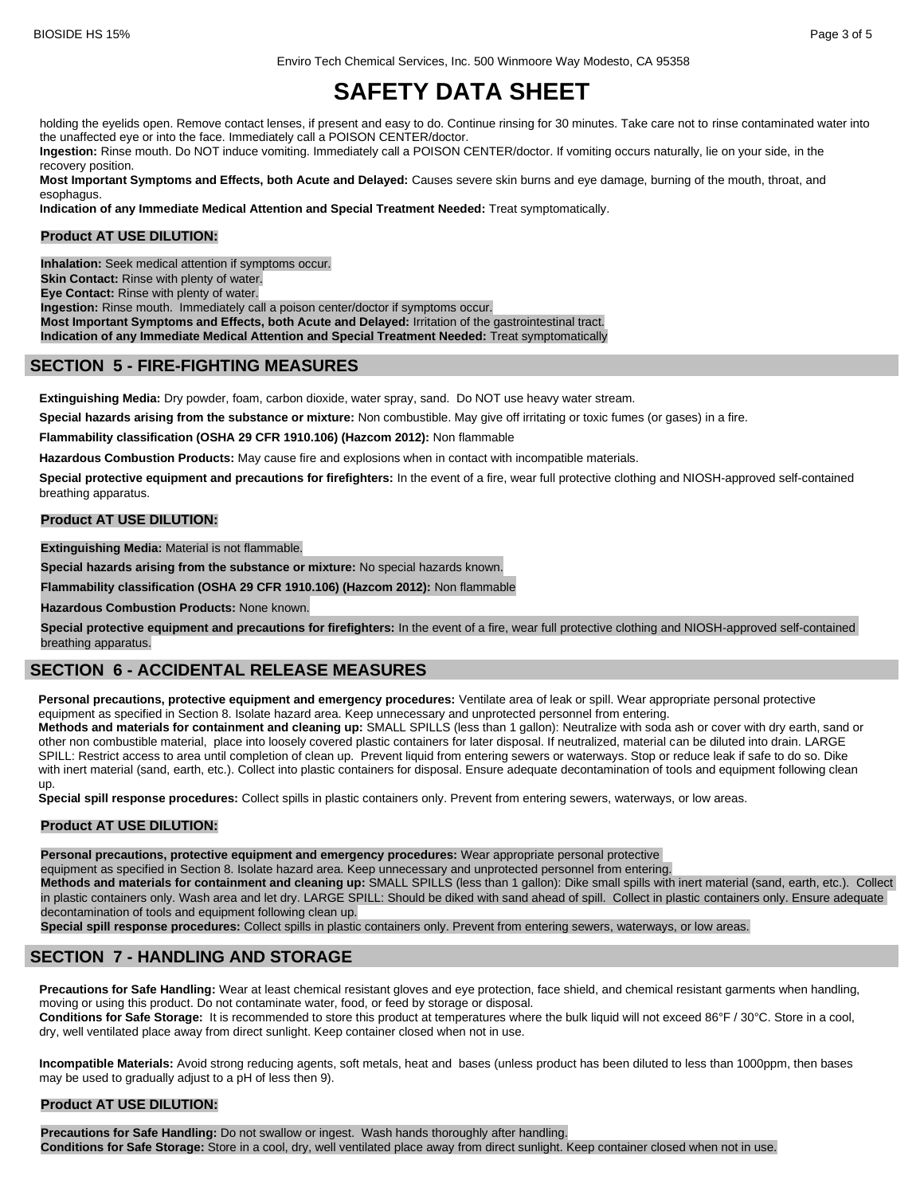# SAFETY DATA SHEET

holding the eyelids open. Remove contact lenses, if present and easy to do. Continue rinsing for 30 minutes. Take care not to rinse contaminated water into the unaffected eye or into the face. Immediately call a POISON CENTER/doctor.

**Ingestion:** Rinse mouth. Do NOT induce vomiting. Immediately call a POISON CENTER/doctor. If vomiting occurs naturally, lie on your side, in the recovery position.

**Most Important Symptoms and Effects, both Acute and Delayed:** Causes severe skin burns and eye damage, burning of the mouth, throat, and esophagus.

**Indication of any Immediate Medical Attention and Special Treatment Needed:** Treat symptomatically.

**Product AT USE DILUTION:**

**Inhalation:** Seek medical attention if symptoms occur.
**Skin Contact:** Rinse with plenty of water.
**Eye Contact:** Rinse with plenty of water.
**Ingestion:** Rinse mouth. Immediately call a poison center/doctor if symptoms occur.
**Most Important Symptoms and Effects, both Acute and Delayed:** Irritation of the gastrointestinal tract.
**Indication of any Immediate Medical Attention and Special Treatment Needed:** Treat symptomatically

## SECTION 5 - FIRE-FIGHTING MEASURES

**Extinguishing Media:** Dry powder, foam, carbon dioxide, water spray, sand. Do NOT use heavy water stream.

**Special hazards arising from the substance or mixture:** Non combustible. May give off irritating or toxic fumes (or gases) in a fire.

**Flammability classification (OSHA 29 CFR 1910.106) (Hazcom 2012):** Non flammable

**Hazardous Combustion Products:** May cause fire and explosions when in contact with incompatible materials.

**Special protective equipment and precautions for firefighters:** In the event of a fire, wear full protective clothing and NIOSH-approved self-contained breathing apparatus.

**Product AT USE DILUTION:**

**Extinguishing Media:** Material is not flammable.

**Special hazards arising from the substance or mixture:** No special hazards known.

**Flammability classification (OSHA 29 CFR 1910.106) (Hazcom 2012):** Non flammable

**Hazardous Combustion Products:** None known.

**Special protective equipment and precautions for firefighters:** In the event of a fire, wear full protective clothing and NIOSH-approved self-contained breathing apparatus.

## SECTION 6 - ACCIDENTAL RELEASE MEASURES

**Personal precautions, protective equipment and emergency procedures:** Ventilate area of leak or spill. Wear appropriate personal protective equipment as specified in Section 8. Isolate hazard area. Keep unnecessary and unprotected personnel from entering.

**Methods and materials for containment and cleaning up:** SMALL SPILLS (less than 1 gallon): Neutralize with soda ash or cover with dry earth, sand or other non combustible material, place into loosely covered plastic containers for later disposal. If neutralized, material can be diluted into drain. LARGE SPILL: Restrict access to area until completion of clean up. Prevent liquid from entering sewers or waterways. Stop or reduce leak if safe to do so. Dike with inert material (sand, earth, etc.). Collect into plastic containers for disposal. Ensure adequate decontamination of tools and equipment following clean up.

**Special spill response procedures:** Collect spills in plastic containers only. Prevent from entering sewers, waterways, or low areas.

**Product AT USE DILUTION:**

**Personal precautions, protective equipment and emergency procedures:** Wear appropriate personal protective equipment as specified in Section 8. Isolate hazard area. Keep unnecessary and unprotected personnel from entering.

**Methods and materials for containment and cleaning up:** SMALL SPILLS (less than 1 gallon): Dike small spills with inert material (sand, earth, etc.). Collect in plastic containers only. Wash area and let dry. LARGE SPILL: Should be diked with sand ahead of spill. Collect in plastic containers only. Ensure adequate decontamination of tools and equipment following clean up.

**Special spill response procedures:** Collect spills in plastic containers only. Prevent from entering sewers, waterways, or low areas.

## SECTION 7 - HANDLING AND STORAGE

**Precautions for Safe Handling:** Wear at least chemical resistant gloves and eye protection, face shield, and chemical resistant garments when handling, moving or using this product. Do not contaminate water, food, or feed by storage or disposal.

**Conditions for Safe Storage:** It is recommended to store this product at temperatures where the bulk liquid will not exceed 86°F / 30°C. Store in a cool, dry, well ventilated place away from direct sunlight. Keep container closed when not in use.

**Incompatible Materials:** Avoid strong reducing agents, soft metals, heat and bases (unless product has been diluted to less than 1000ppm, then bases may be used to gradually adjust to a pH of less then 9).

**Product AT USE DILUTION:**

**Precautions for Safe Handling:** Do not swallow or ingest. Wash hands thoroughly after handling.
**Conditions for Safe Storage:** Store in a cool, dry, well ventilated place away from direct sunlight. Keep container closed when not in use.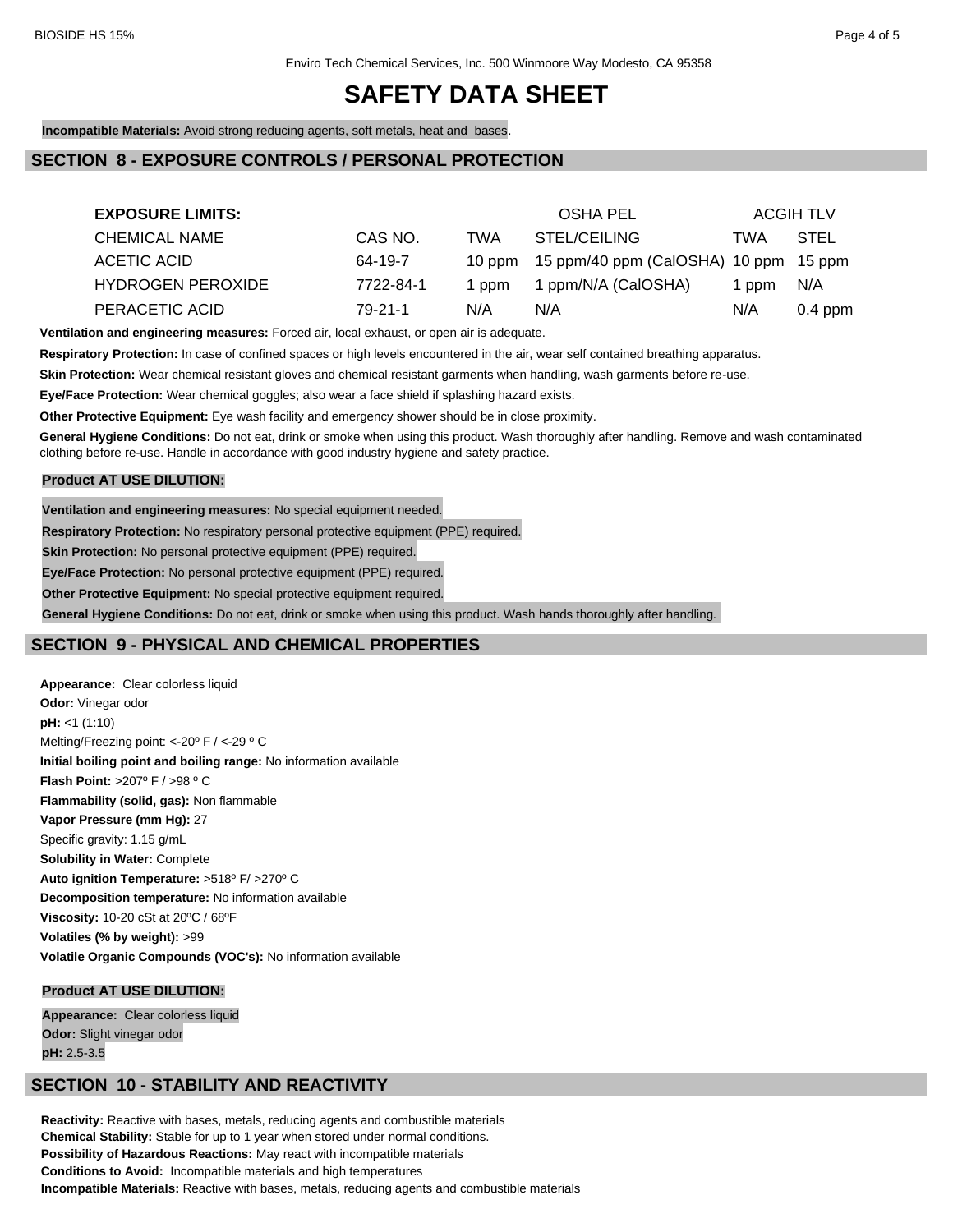Enviro Tech Chemical Services, Inc. 500 Winmoore Way Modesto, CA 95358

# SAFETY DATA SHEET

**Incompatible Materials:** Avoid strong reducing agents, soft metals, heat and bases.

## SECTION 8 - EXPOSURE CONTROLS / PERSONAL PROTECTION

| **EXPOSURE LIMITS:** | | OSHA PEL | | ACGIH TLV | |
|---|---|---|---|---|---|
| CHEMICAL NAME | CAS NO. | TWA | STEL/CEILING | TWA | STEL |
| ACETIC ACID | 64-19-7 | 10 ppm | 15 ppm/40 ppm (CalOSHA) | 10 ppm | 15 ppm |
| HYDROGEN PEROXIDE | 7722-84-1 | 1 ppm | 1 ppm/N/A (CalOSHA) | 1 ppm | N/A |
| PERACETIC ACID | 79-21-1 | N/A | N/A | N/A | 0.4 ppm |

**Ventilation and engineering measures:** Forced air, local exhaust, or open air is adequate.

**Respiratory Protection:** In case of confined spaces or high levels encountered in the air, wear self contained breathing apparatus.

**Skin Protection:** Wear chemical resistant gloves and chemical resistant garments when handling, wash garments before re-use.

**Eye/Face Protection:** Wear chemical goggles; also wear a face shield if splashing hazard exists.

**Other Protective Equipment:** Eye wash facility and emergency shower should be in close proximity.

**General Hygiene Conditions:** Do not eat, drink or smoke when using this product. Wash thoroughly after handling. Remove and wash contaminated clothing before re-use. Handle in accordance with good industry hygiene and safety practice.

**Product AT USE DILUTION:**

**Ventilation and engineering measures:** No special equipment needed.

**Respiratory Protection:** No respiratory personal protective equipment (PPE) required.

**Skin Protection:** No personal protective equipment (PPE) required.

**Eye/Face Protection:** No personal protective equipment (PPE) required.

**Other Protective Equipment:** No special protective equipment required.

**General Hygiene Conditions:** Do not eat, drink or smoke when using this product. Wash hands thoroughly after handling.

## SECTION 9 - PHYSICAL AND CHEMICAL PROPERTIES

**Appearance:** Clear colorless liquid
**Odor:** Vinegar odor
**pH:** <1 (1:10)
Melting/Freezing point: <-20º F / <-29 º C
**Initial boiling point and boiling range:** No information available
**Flash Point:** >207º F / >98 º C
**Flammability (solid, gas):** Non flammable
**Vapor Pressure (mm Hg):** 27
Specific gravity: 1.15 g/mL
**Solubility in Water:** Complete
**Auto ignition Temperature:** >518º F/ >270º C
**Decomposition temperature:** No information available
**Viscosity:** 10-20 cSt at 20ºC / 68ºF
**Volatiles (% by weight):** >99
**Volatile Organic Compounds (VOC's):** No information available

**Product AT USE DILUTION:**

**Appearance:** Clear colorless liquid
**Odor:** Slight vinegar odor
**pH:** 2.5-3.5

## SECTION 10 - STABILITY AND REACTIVITY

**Reactivity:** Reactive with bases, metals, reducing agents and combustible materials
**Chemical Stability:** Stable for up to 1 year when stored under normal conditions.
**Possibility of Hazardous Reactions:** May react with incompatible materials
**Conditions to Avoid:** Incompatible materials and high temperatures
**Incompatible Materials:** Reactive with bases, metals, reducing agents and combustible materials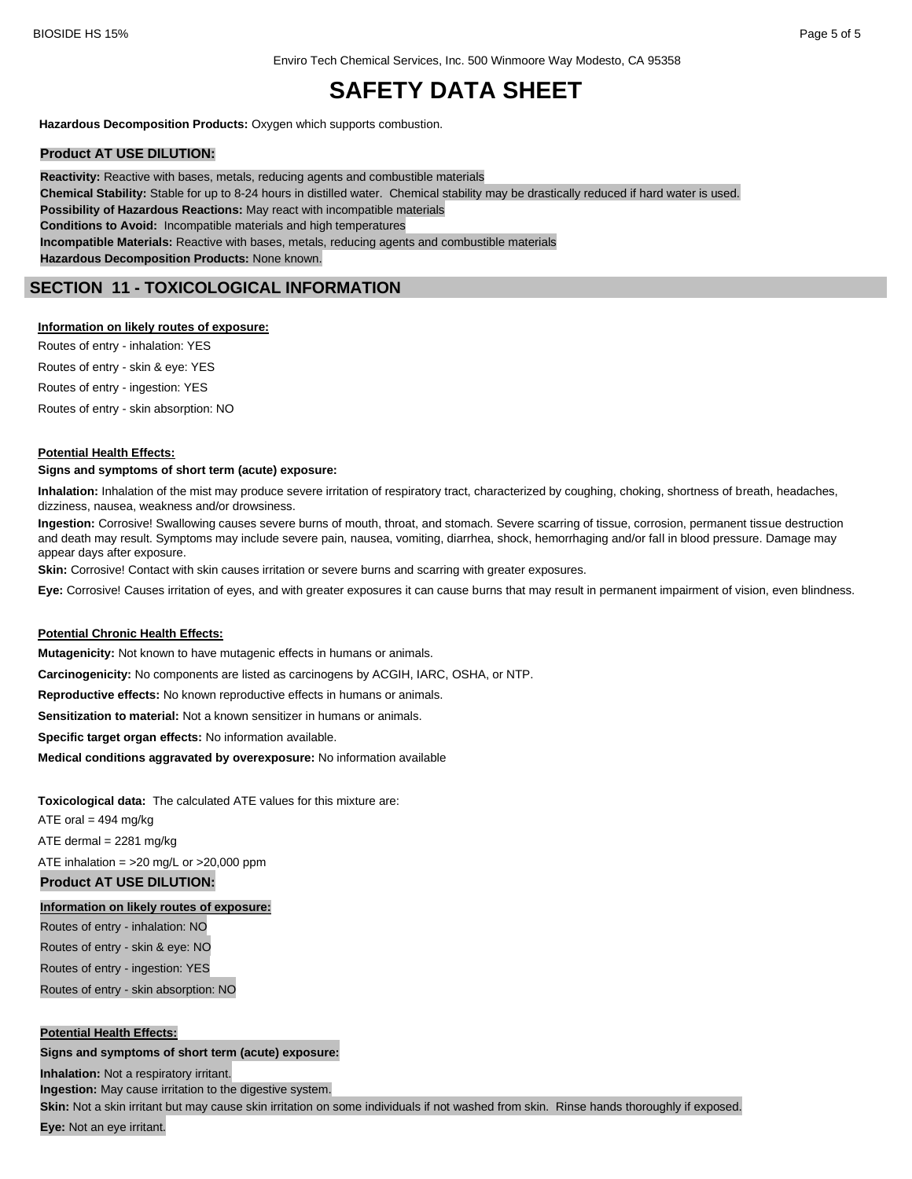**Hazardous Decomposition Products:** Oxygen which supports combustion.

**Product AT USE DILUTION:**

**Reactivity:** Reactive with bases, metals, reducing agents and combustible materials
**Chemical Stability:** Stable for up to 8-24 hours in distilled water. Chemical stability may be drastically reduced if hard water is used.
**Possibility of Hazardous Reactions:** May react with incompatible materials
**Conditions to Avoid:** Incompatible materials and high temperatures
**Incompatible Materials:** Reactive with bases, metals, reducing agents and combustible materials
**Hazardous Decomposition Products:** None known.

## SECTION 11 - TOXICOLOGICAL INFORMATION

**Information on likely routes of exposure:**

Routes of entry - inhalation: YES

Routes of entry - skin & eye: YES

Routes of entry - ingestion: YES

Routes of entry - skin absorption: NO

**Potential Health Effects:**

**Signs and symptoms of short term (acute) exposure:**

**Inhalation:** Inhalation of the mist may produce severe irritation of respiratory tract, characterized by coughing, choking, shortness of breath, headaches, dizziness, nausea, weakness and/or drowsiness.

**Ingestion:** Corrosive! Swallowing causes severe burns of mouth, throat, and stomach. Severe scarring of tissue, corrosion, permanent tissue destruction and death may result. Symptoms may include severe pain, nausea, vomiting, diarrhea, shock, hemorrhaging and/or fall in blood pressure. Damage may appear days after exposure.

**Skin:** Corrosive! Contact with skin causes irritation or severe burns and scarring with greater exposures.

**Eye:** Corrosive! Causes irritation of eyes, and with greater exposures it can cause burns that may result in permanent impairment of vision, even blindness.

**Potential Chronic Health Effects:**

**Mutagenicity:** Not known to have mutagenic effects in humans or animals.

**Carcinogenicity:** No components are listed as carcinogens by ACGIH, IARC, OSHA, or NTP.

**Reproductive effects:** No known reproductive effects in humans or animals.

**Sensitization to material:** Not a known sensitizer in humans or animals.

**Specific target organ effects:** No information available.

**Medical conditions aggravated by overexposure:** No information available

**Toxicological data:** The calculated ATE values for this mixture are:

ATE oral = 494 mg/kg

ATE dermal = 2281 mg/kg

ATE inhalation = >20 mg/L or >20,000 ppm

**Product AT USE DILUTION:**

**Information on likely routes of exposure:**

Routes of entry - inhalation: NO

Routes of entry - skin & eye: NO

Routes of entry - ingestion: YES

Routes of entry - skin absorption: NO

**Potential Health Effects:**

**Signs and symptoms of short term (acute) exposure:**

**Inhalation:** Not a respiratory irritant.

**Ingestion:** May cause irritation to the digestive system.

**Skin:** Not a skin irritant but may cause skin irritation on some individuals if not washed from skin. Rinse hands thoroughly if exposed.

**Eye:** Not an eye irritant.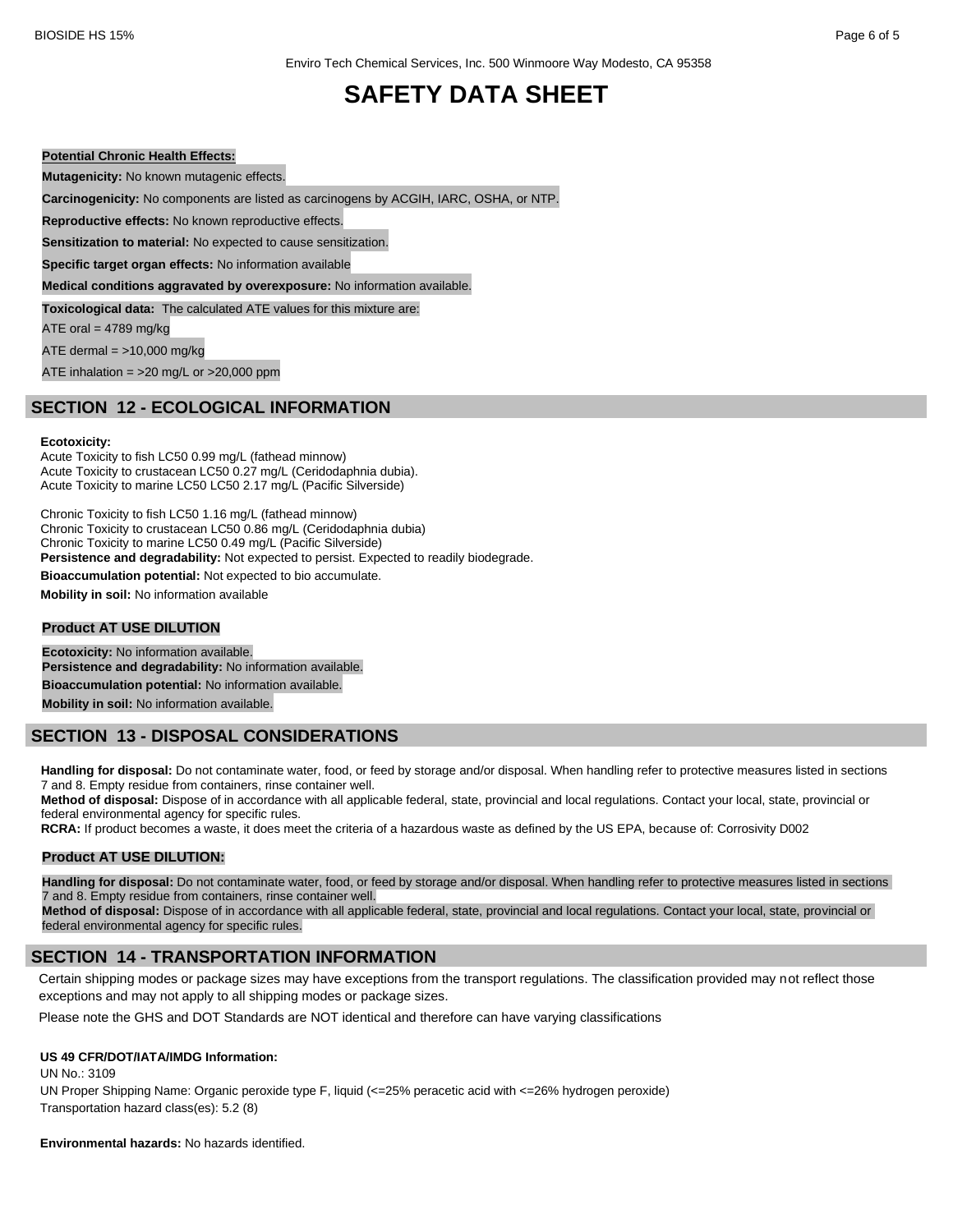**Potential Chronic Health Effects:**

**Mutagenicity:** No known mutagenic effects.

**Carcinogenicity:** No components are listed as carcinogens by ACGIH, IARC, OSHA, or NTP.

**Reproductive effects:** No known reproductive effects.

**Sensitization to material:** No expected to cause sensitization.

**Specific target organ effects:** No information available

**Medical conditions aggravated by overexposure:** No information available.

**Toxicological data:** The calculated ATE values for this mixture are:

ATE oral = 4789 mg/kg

ATE dermal = >10,000 mg/kg

ATE inhalation = >20 mg/L or >20,000 ppm

## SECTION 12 - ECOLOGICAL INFORMATION

**Ecotoxicity:**

Acute Toxicity to fish LC50 0.99 mg/L (fathead minnow)
Acute Toxicity to crustacean LC50 0.27 mg/L (Ceridodaphnia dubia).
Acute Toxicity to marine LC50 LC50 2.17 mg/L (Pacific Silverside)

Chronic Toxicity to fish LC50 1.16 mg/L (fathead minnow)
Chronic Toxicity to crustacean LC50 0.86 mg/L (Ceridodaphnia dubia)
Chronic Toxicity to marine LC50 0.49 mg/L (Pacific Silverside)

**Persistence and degradability:** Not expected to persist. Expected to readily biodegrade.

**Bioaccumulation potential:** Not expected to bio accumulate.

**Mobility in soil:** No information available

**Product AT USE DILUTION**

**Ecotoxicity:** No information available.

**Persistence and degradability:** No information available.

**Bioaccumulation potential:** No information available.

**Mobility in soil:** No information available.

## SECTION 13 - DISPOSAL CONSIDERATIONS

**Handling for disposal:** Do not contaminate water, food, or feed by storage and/or disposal. When handling refer to protective measures listed in sections 7 and 8. Empty residue from containers, rinse container well.

**Method of disposal:** Dispose of in accordance with all applicable federal, state, provincial and local regulations. Contact your local, state, provincial or federal environmental agency for specific rules.

**RCRA:** If product becomes a waste, it does meet the criteria of a hazardous waste as defined by the US EPA, because of: Corrosivity D002

**Product AT USE DILUTION:**

**Handling for disposal:** Do not contaminate water, food, or feed by storage and/or disposal. When handling refer to protective measures listed in sections 7 and 8. Empty residue from containers, rinse container well.

**Method of disposal:** Dispose of in accordance with all applicable federal, state, provincial and local regulations. Contact your local, state, provincial or federal environmental agency for specific rules.

## SECTION 14 - TRANSPORTATION INFORMATION

Certain shipping modes or package sizes may have exceptions from the transport regulations. The classification provided may not reflect those exceptions and may not apply to all shipping modes or package sizes.

Please note the GHS and DOT Standards are NOT identical and therefore can have varying classifications

**US 49 CFR/DOT/IATA/IMDG Information:**

UN No.: 3109

UN Proper Shipping Name: Organic peroxide type F, liquid (<=25% peracetic acid with <=26% hydrogen peroxide)

Transportation hazard class(es): 5.2 (8)

**Environmental hazards:** No hazards identified.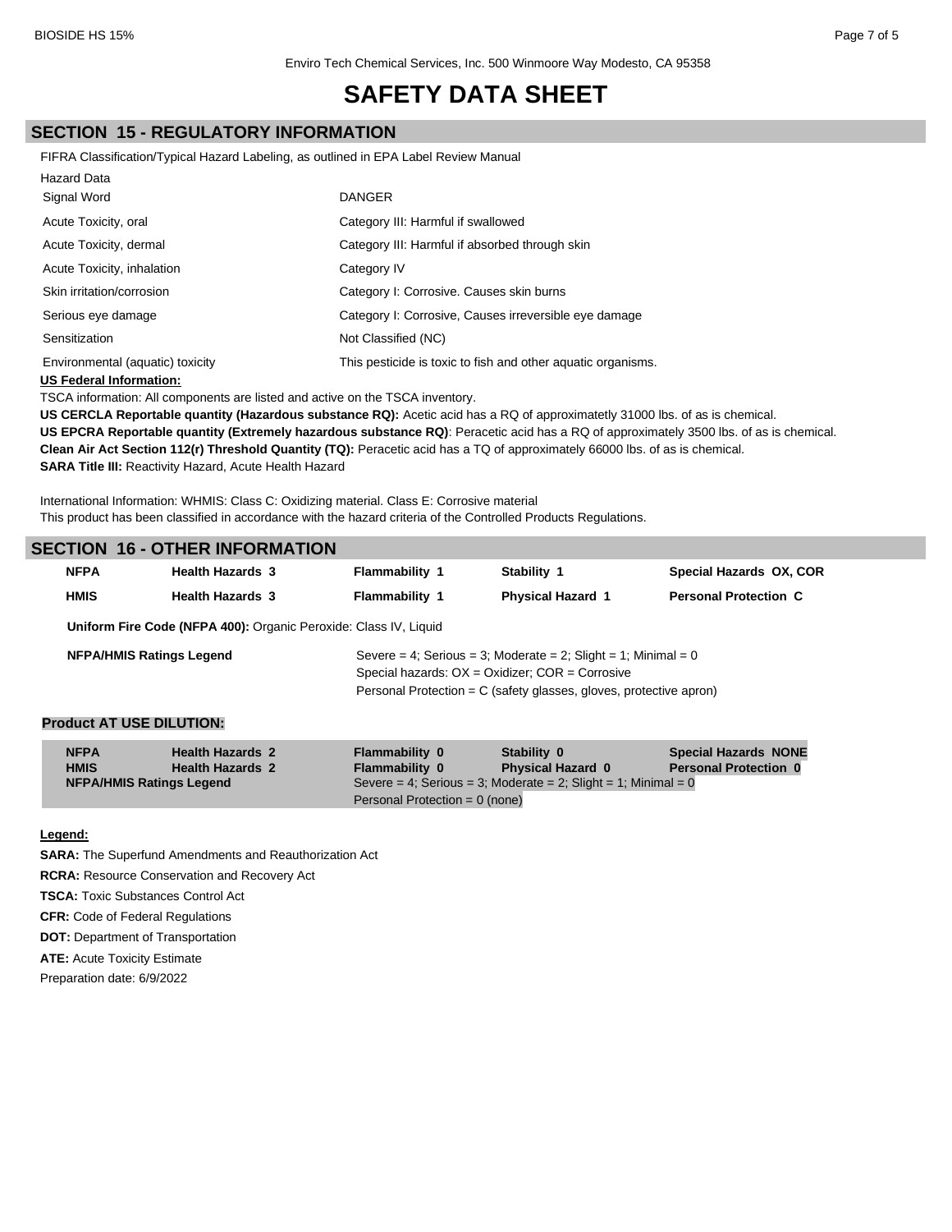# SAFETY DATA SHEET

## SECTION 15 - REGULATORY INFORMATION

FIFRA Classification/Typical Hazard Labeling, as outlined in EPA Label Review Manual

Hazard Data

| | |
|---|---|
| Signal Word | DANGER |
| Acute Toxicity, oral | Category III: Harmful if swallowed |
| Acute Toxicity, dermal | Category III: Harmful if absorbed through skin |
| Acute Toxicity, inhalation | Category IV |
| Skin irritation/corrosion | Category I: Corrosive. Causes skin burns |
| Serious eye damage | Category I: Corrosive, Causes irreversible eye damage |
| Sensitization | Not Classified (NC) |
| Environmental (aquatic) toxicity | This pesticide is toxic to fish and other aquatic organisms. |

**US Federal Information:**

TSCA information: All components are listed and active on the TSCA inventory.

**US CERCLA Reportable quantity (Hazardous substance RQ):** Acetic acid has a RQ of approximatetly 31000 lbs. of as is chemical.

**US EPCRA Reportable quantity (Extremely hazardous substance RQ)**: Peracetic acid has a RQ of approximately 3500 lbs. of as is chemical.

**Clean Air Act Section 112(r) Threshold Quantity (TQ):** Peracetic acid has a TQ of approximately 66000 lbs. of as is chemical.

**SARA Title III:** Reactivity Hazard, Acute Health Hazard

International Information: WHMIS: Class C: Oxidizing material. Class E: Corrosive material

This product has been classified in accordance with the hazard criteria of the Controlled Products Regulations.

## SECTION 16 - OTHER INFORMATION

| | | | | |
|---|---|---|---|---|
| **NFPA** | **Health Hazards 3** | **Flammability 1** | **Stability 1** | **Special Hazards OX, COR** |
| **HMIS** | **Health Hazards 3** | **Flammability 1** | **Physical Hazard 1** | **Personal Protection C** |

**Uniform Fire Code (NFPA 400):** Organic Peroxide: Class IV, Liquid

**NFPA/HMIS Ratings Legend**

Severe = 4; Serious = 3; Moderate = 2; Slight = 1; Minimal = 0

Special hazards: OX = Oxidizer; COR = Corrosive

Personal Protection = C (safety glasses, gloves, protective apron)

**Product AT USE DILUTION:**

| | | | | |
|---|---|---|---|---|
| **NFPA** | **Health Hazards 2** | **Flammability 0** | **Stability 0** | **Special Hazards NONE** |
| **HMIS** | **Health Hazards 2** | **Flammability 0** | **Physical Hazard 0** | **Personal Protection 0** |

**NFPA/HMIS Ratings Legend**

Severe = 4; Serious = 3; Moderate = 2; Slight = 1; Minimal = 0

Personal Protection = 0 (none)

**Legend:**

**SARA:** The Superfund Amendments and Reauthorization Act

**RCRA:** Resource Conservation and Recovery Act

**TSCA:** Toxic Substances Control Act

**CFR:** Code of Federal Regulations

**DOT:** Department of Transportation

**ATE:** Acute Toxicity Estimate

Preparation date: 6/9/2022